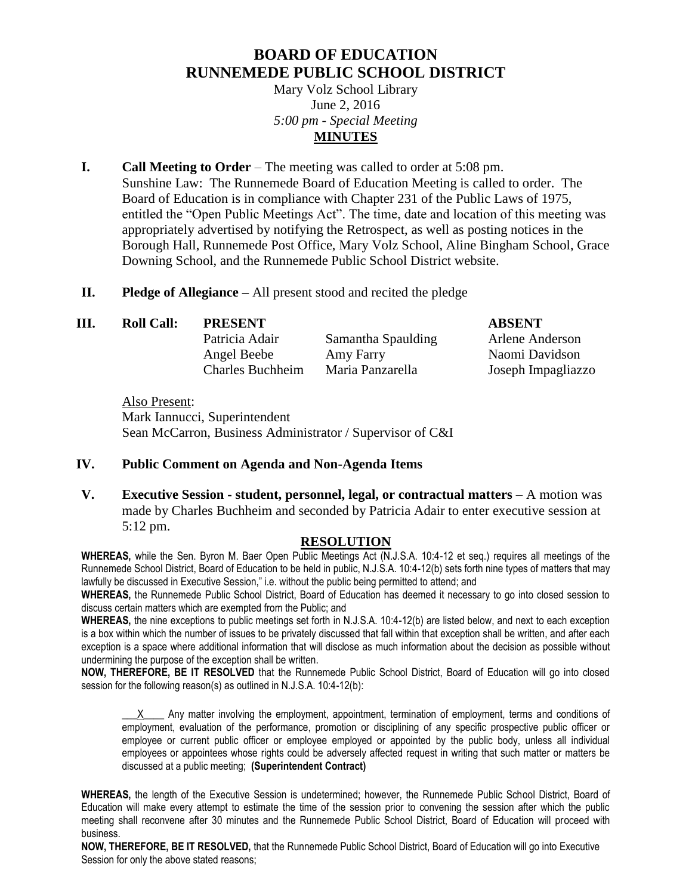# BOARD OF EDUCATION
# RUNNEMEDE PUBLIC SCHOOL DISTRICT

Mary Volz School Library
June 2, 2016
*5:00 pm - Special Meeting*
**MINUTES**

**I. Call Meeting to Order** – The meeting was called to order at 5:08 pm.
Sunshine Law: The Runnemede Board of Education Meeting is called to order. The Board of Education is in compliance with Chapter 231 of the Public Laws of 1975, entitled the "Open Public Meetings Act". The time, date and location of this meeting was appropriately advertised by notifying the Retrospect, as well as posting notices in the Borough Hall, Runnemede Post Office, Mary Volz School, Aline Bingham School, Grace Downing School, and the Runnemede Public School District website.

**II. Pledge of Allegiance –** All present stood and recited the pledge

**III. Roll Call:**

| PRESENT | | ABSENT |
|---|---|---|
| Patricia Adair | Samantha Spaulding | Arlene Anderson |
| Angel Beebe | Amy Farry | Naomi Davidson |
| Charles Buchheim | Maria Panzarella | Joseph Impagliazzo |

Also Present:
Mark Iannucci, Superintendent
Sean McCarron, Business Administrator / Supervisor of C&I

**IV. Public Comment on Agenda and Non-Agenda Items**

**V. Executive Session - student, personnel, legal, or contractual matters** – A motion was made by Charles Buchheim and seconded by Patricia Adair to enter executive session at 5:12 pm.

**RESOLUTION**

**WHEREAS,** while the Sen. Byron M. Baer Open Public Meetings Act (N.J.S.A. 10:4-12 et seq.) requires all meetings of the Runnemede School District, Board of Education to be held in public, N.J.S.A. 10:4-12(b) sets forth nine types of matters that may lawfully be discussed in Executive Session," i.e. without the public being permitted to attend; and

**WHEREAS,** the Runnemede Public School District, Board of Education has deemed it necessary to go into closed session to discuss certain matters which are exempted from the Public; and

**WHEREAS,** the nine exceptions to public meetings set forth in N.J.S.A. 10:4-12(b) are listed below, and next to each exception is a box within which the number of issues to be privately discussed that fall within that exception shall be written, and after each exception is a space where additional information that will disclose as much information about the decision as possible without undermining the purpose of the exception shall be written.

**NOW, THEREFORE, BE IT RESOLVED** that the Runnemede Public School District, Board of Education will go into closed session for the following reason(s) as outlined in N.J.S.A. 10:4-12(b):

___X____ Any matter involving the employment, appointment, termination of employment, terms and conditions of employment, evaluation of the performance, promotion or disciplining of any specific prospective public officer or employee or current public officer or employee employed or appointed by the public body, unless all individual employees or appointees whose rights could be adversely affected request in writing that such matter or matters be discussed at a public meeting; **(Superintendent Contract)**

**WHEREAS,** the length of the Executive Session is undetermined; however, the Runnemede Public School District, Board of Education will make every attempt to estimate the time of the session prior to convening the session after which the public meeting shall reconvene after 30 minutes and the Runnemede Public School District, Board of Education will proceed with business.

**NOW, THEREFORE, BE IT RESOLVED,** that the Runnemede Public School District, Board of Education will go into Executive Session for only the above stated reasons;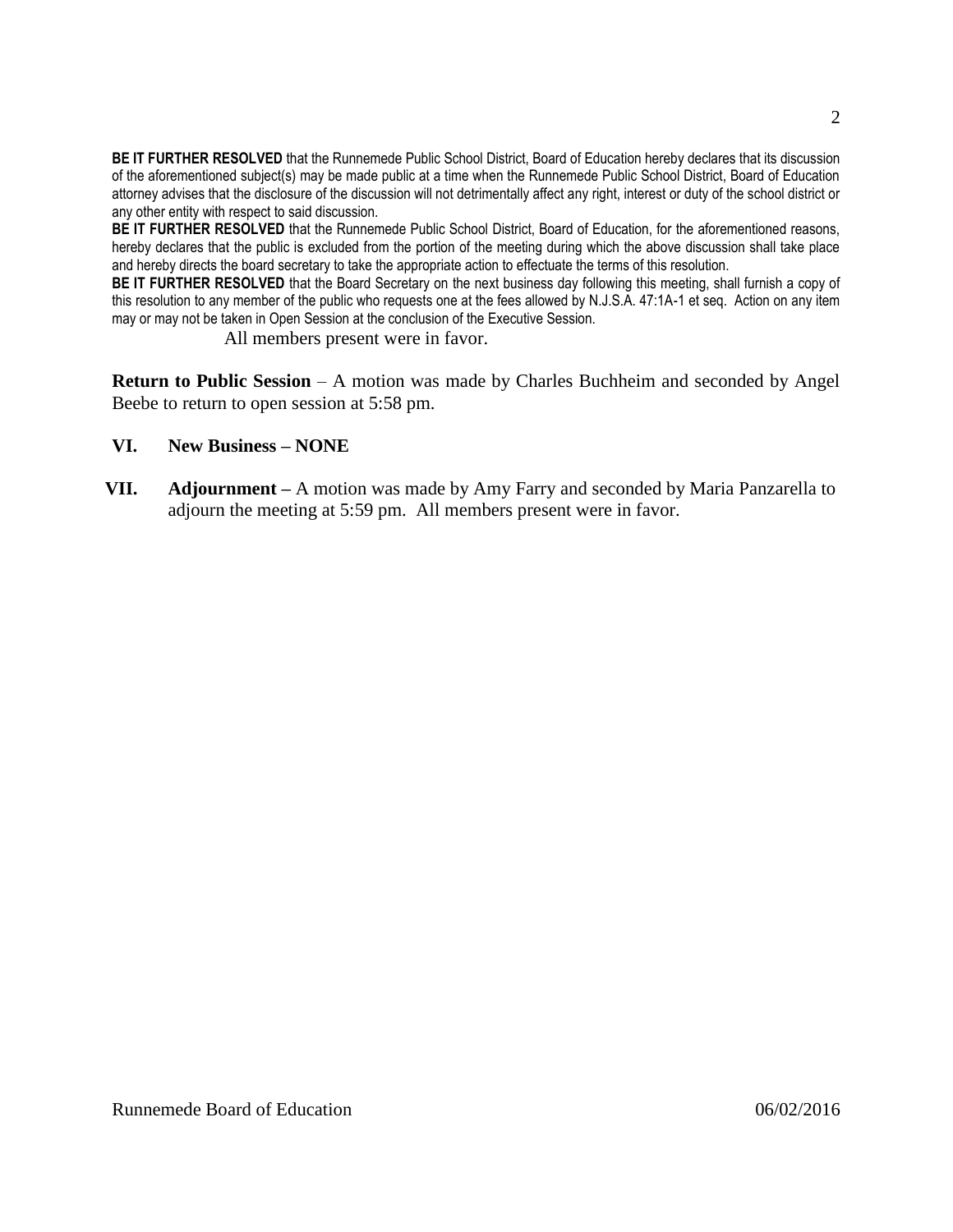**BE IT FURTHER RESOLVED** that the Runnemede Public School District, Board of Education hereby declares that its discussion of the aforementioned subject(s) may be made public at a time when the Runnemede Public School District, Board of Education attorney advises that the disclosure of the discussion will not detrimentally affect any right, interest or duty of the school district or any other entity with respect to said discussion.

**BE IT FURTHER RESOLVED** that the Runnemede Public School District, Board of Education, for the aforementioned reasons, hereby declares that the public is excluded from the portion of the meeting during which the above discussion shall take place and hereby directs the board secretary to take the appropriate action to effectuate the terms of this resolution.

**BE IT FURTHER RESOLVED** that the Board Secretary on the next business day following this meeting, shall furnish a copy of this resolution to any member of the public who requests one at the fees allowed by N.J.S.A. 47:1A-1 et seq. Action on any item may or may not be taken in Open Session at the conclusion of the Executive Session.

All members present were in favor.

**Return to Public Session** – A motion was made by Charles Buchheim and seconded by Angel Beebe to return to open session at 5:58 pm.

**VI. New Business – NONE**

**VII. Adjournment –** A motion was made by Amy Farry and seconded by Maria Panzarella to adjourn the meeting at 5:59 pm. All members present were in favor.